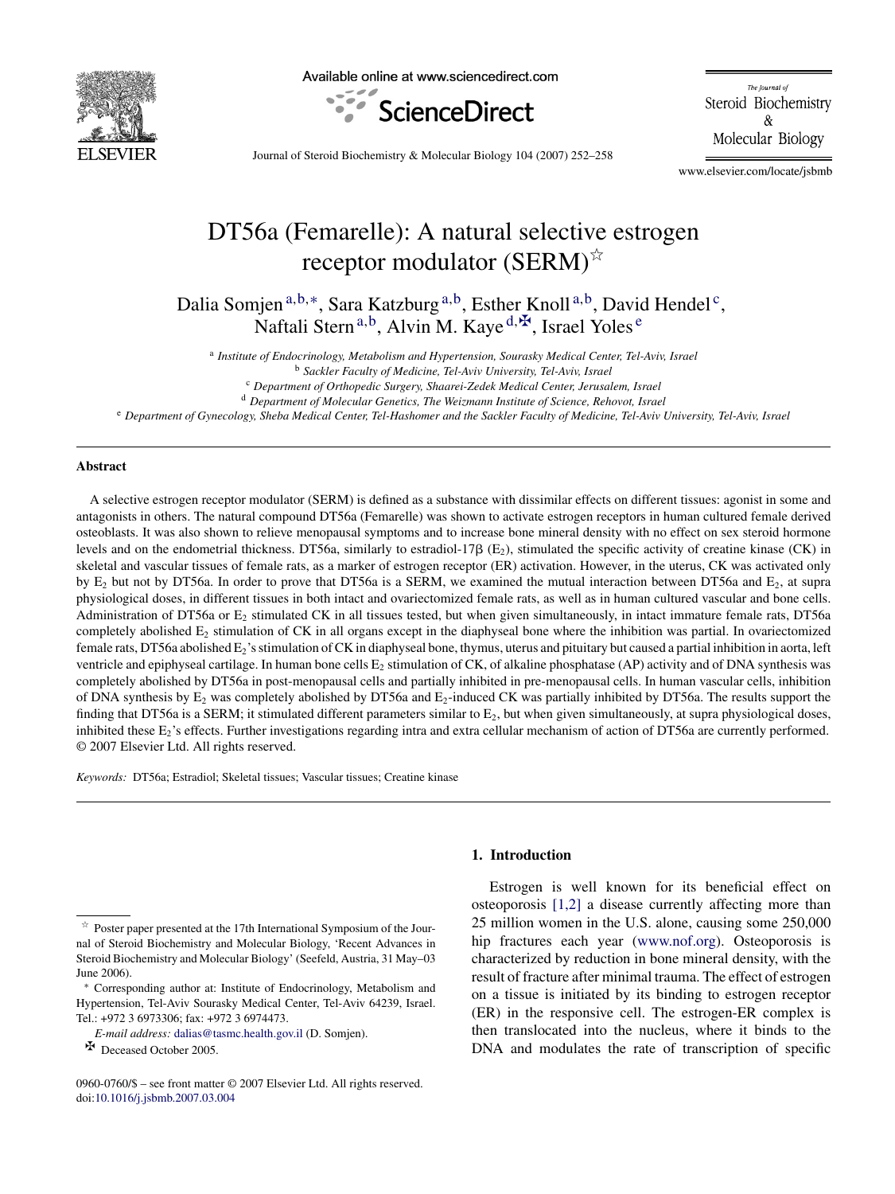# DT56a (Femarelle): A natural selective estrogen receptor modulator (SERM)☆

Dalia Somjen[a,b,*], Sara Katzburg[a,b], Esther Knoll[a,b], David Hendel[c], Naftali Stern[a,b], Alvin M. Kaye[d,✠], Israel Yoles[e]

[a] Institute of Endocrinology, Metabolism and Hypertension, Sourasky Medical Center, Tel-Aviv, Israel
[b] Sackler Faculty of Medicine, Tel-Aviv University, Tel-Aviv, Israel
[c] Department of Orthopedic Surgery, Shaarei-Zedek Medical Center, Jerusalem, Israel
[d] Department of Molecular Genetics, The Weizmann Institute of Science, Rehovot, Israel
[e] Department of Gynecology, Sheba Medical Center, Tel-Hashomer and the Sackler Faculty of Medicine, Tel-Aviv University, Tel-Aviv, Israel

## Abstract

A selective estrogen receptor modulator (SERM) is defined as a substance with dissimilar effects on different tissues: agonist in some and antagonists in others. The natural compound DT56a (Femarelle) was shown to activate estrogen receptors in human cultured female derived osteoblasts. It was also shown to relieve menopausal symptoms and to increase bone mineral density with no effect on sex steroid hormone levels and on the endometrial thickness. DT56a, similarly to estradiol-17β ($E_2$), stimulated the specific activity of creatine kinase (CK) in skeletal and vascular tissues of female rats, as a marker of estrogen receptor (ER) activation. However, in the uterus, CK was activated only by $E_2$ but not by DT56a. In order to prove that DT56a is a SERM, we examined the mutual interaction between DT56a and $E_2$, at supra physiological doses, in different tissues in both intact and ovariectomized female rats, as well as in human cultured vascular and bone cells. Administration of DT56a or $E_2$ stimulated CK in all tissues tested, but when given simultaneously, in intact immature female rats, DT56a completely abolished $E_2$ stimulation of CK in all organs except in the diaphyseal bone where the inhibition was partial. In ovariectomized female rats, DT56a abolished $E_2$'s stimulation of CK in diaphyseal bone, thymus, uterus and pituitary but caused a partial inhibition in aorta, left ventricle and epiphyseal cartilage. In human bone cells $E_2$ stimulation of CK, of alkaline phosphatase (AP) activity and of DNA synthesis was completely abolished by DT56a in post-menopausal cells and partially inhibited in pre-menopausal cells. In human vascular cells, inhibition of DNA synthesis by $E_2$ was completely abolished by DT56a and $E_2$-induced CK was partially inhibited by DT56a. The results support the finding that DT56a is a SERM; it stimulated different parameters similar to $E_2$, but when given simultaneously, at supra physiological doses, inhibited these $E_2$'s effects. Further investigations regarding intra and extra cellular mechanism of action of DT56a are currently performed.
© 2007 Elsevier Ltd. All rights reserved.

*Keywords:* DT56a; Estradiol; Skeletal tissues; Vascular tissues; Creatine kinase

## 1. Introduction

Estrogen is well known for its beneficial effect on osteoporosis [1,2] a disease currently affecting more than 25 million women in the U.S. alone, causing some 250,000 hip fractures each year (www.nof.org). Osteoporosis is characterized by reduction in bone mineral density, with the result of fracture after minimal trauma. The effect of estrogen on a tissue is initiated by its binding to estrogen receptor (ER) in the responsive cell. The estrogen-ER complex is then translocated into the nucleus, where it binds to the DNA and modulates the rate of transcription of specific

☆ Poster paper presented at the 17th International Symposium of the Journal of Steroid Biochemistry and Molecular Biology, 'Recent Advances in Steroid Biochemistry and Molecular Biology' (Seefeld, Austria, 31 May–03 June 2006).

* Corresponding author at: Institute of Endocrinology, Metabolism and Hypertension, Tel-Aviv Sourasky Medical Center, Tel-Aviv 64239, Israel. Tel.: +972 3 6973306; fax: +972 3 6974473.
*E-mail address:* dalias@tasmc.health.gov.il (D. Somjen).

✠ Deceased October 2005.

0960-0760/$ – see front matter © 2007 Elsevier Ltd. All rights reserved.
doi:10.1016/j.jsbmb.2007.03.004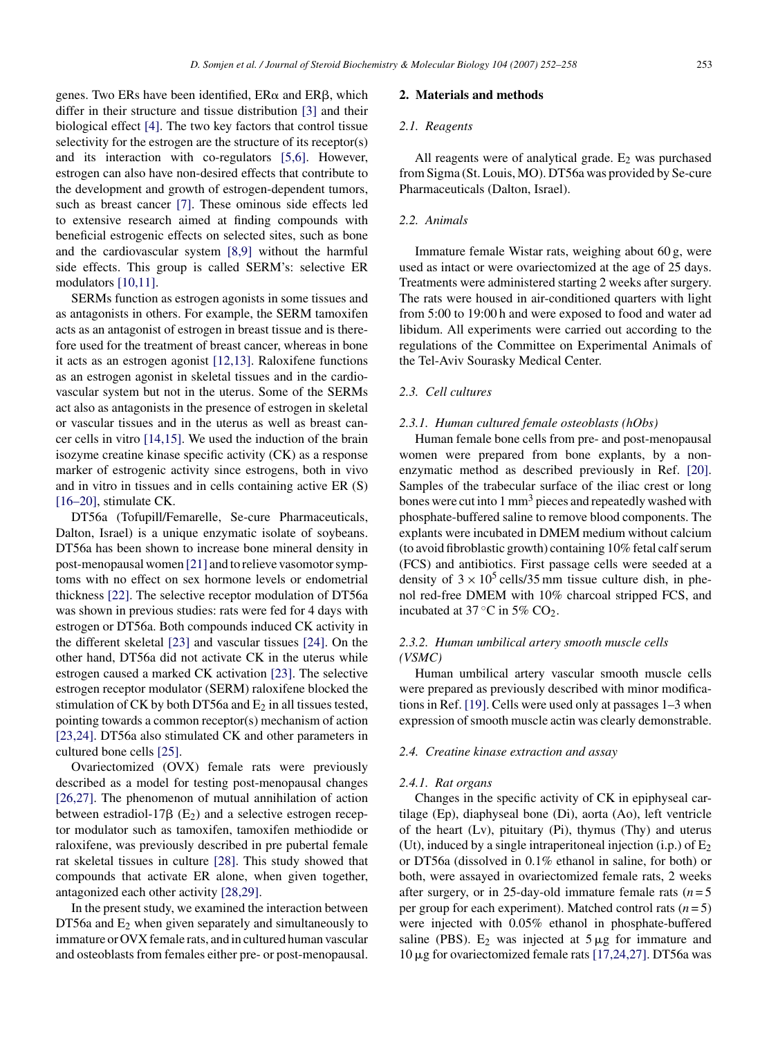genes. Two ERs have been identified, ERα and ERβ, which differ in their structure and tissue distribution [3] and their biological effect [4]. The two key factors that control tissue selectivity for the estrogen are the structure of its receptor(s) and its interaction with co-regulators [5,6]. However, estrogen can also have non-desired effects that contribute to the development and growth of estrogen-dependent tumors, such as breast cancer [7]. These ominous side effects led to extensive research aimed at finding compounds with beneficial estrogenic effects on selected sites, such as bone and the cardiovascular system [8,9] without the harmful side effects. This group is called SERM's: selective ER modulators [10,11].

SERMs function as estrogen agonists in some tissues and as antagonists in others. For example, the SERM tamoxifen acts as an antagonist of estrogen in breast tissue and is therefore used for the treatment of breast cancer, whereas in bone it acts as an estrogen agonist [12,13]. Raloxifene functions as an estrogen agonist in skeletal tissues and in the cardiovascular system but not in the uterus. Some of the SERMs act also as antagonists in the presence of estrogen in skeletal or vascular tissues and in the uterus as well as breast cancer cells in vitro [14,15]. We used the induction of the brain isozyme creatine kinase specific activity (CK) as a response marker of estrogenic activity since estrogens, both in vivo and in vitro in tissues and in cells containing active ER (S) [16–20], stimulate CK.

DT56a (Tofupill/Femarelle, Se-cure Pharmaceuticals, Dalton, Israel) is a unique enzymatic isolate of soybeans. DT56a has been shown to increase bone mineral density in post-menopausal women [21] and to relieve vasomotor symptoms with no effect on sex hormone levels or endometrial thickness [22]. The selective receptor modulation of DT56a was shown in previous studies: rats were fed for 4 days with estrogen or DT56a. Both compounds induced CK activity in the different skeletal [23] and vascular tissues [24]. On the other hand, DT56a did not activate CK in the uterus while estrogen caused a marked CK activation [23]. The selective estrogen receptor modulator (SERM) raloxifene blocked the stimulation of CK by both DT56a and $E_2$ in all tissues tested, pointing towards a common receptor(s) mechanism of action [23,24]. DT56a also stimulated CK and other parameters in cultured bone cells [25].

Ovariectomized (OVX) female rats were previously described as a model for testing post-menopausal changes [26,27]. The phenomenon of mutual annihilation of action between estradiol-17β ($E_2$) and a selective estrogen receptor modulator such as tamoxifen, tamoxifen methiodide or raloxifene, was previously described in pre pubertal female rat skeletal tissues in culture [28]. This study showed that compounds that activate ER alone, when given together, antagonized each other activity [28,29].

In the present study, we examined the interaction between DT56a and $E_2$ when given separately and simultaneously to immature or OVX female rats, and in cultured human vascular and osteoblasts from females either pre- or post-menopausal.

## 2. Materials and methods

### 2.1. Reagents

All reagents were of analytical grade. $E_2$ was purchased from Sigma (St. Louis, MO). DT56a was provided by Se-cure Pharmaceuticals (Dalton, Israel).

### 2.2. Animals

Immature female Wistar rats, weighing about 60 g, were used as intact or were ovariectomized at the age of 25 days. Treatments were administered starting 2 weeks after surgery. The rats were housed in air-conditioned quarters with light from 5:00 to 19:00 h and were exposed to food and water ad libidum. All experiments were carried out according to the regulations of the Committee on Experimental Animals of the Tel-Aviv Sourasky Medical Center.

### 2.3. Cell cultures

#### 2.3.1. Human cultured female osteoblasts (hObs)

Human female bone cells from pre- and post-menopausal women were prepared from bone explants, by a non-enzymatic method as described previously in Ref. [20]. Samples of the trabecular surface of the iliac crest or long bones were cut into 1 $mm^3$ pieces and repeatedly washed with phosphate-buffered saline to remove blood components. The explants were incubated in DMEM medium without calcium (to avoid fibroblastic growth) containing 10% fetal calf serum (FCS) and antibiotics. First passage cells were seeded at a density of $3 \times 10^5$ cells/35 mm tissue culture dish, in phenol red-free DMEM with 10% charcoal stripped FCS, and incubated at 37 °C in 5% $CO_2$.

#### 2.3.2. Human umbilical artery smooth muscle cells (VSMC)

Human umbilical artery vascular smooth muscle cells were prepared as previously described with minor modifications in Ref. [19]. Cells were used only at passages 1–3 when expression of smooth muscle actin was clearly demonstrable.

### 2.4. Creatine kinase extraction and assay

#### 2.4.1. Rat organs

Changes in the specific activity of CK in epiphyseal cartilage (Ep), diaphyseal bone (Di), aorta (Ao), left ventricle of the heart (Lv), pituitary (Pi), thymus (Thy) and uterus (Ut), induced by a single intraperitoneal injection (i.p.) of $E_2$ or DT56a (dissolved in 0.1% ethanol in saline, for both) or both, were assayed in ovariectomized female rats, 2 weeks after surgery, or in 25-day-old immature female rats ($n = 5$ per group for each experiment). Matched control rats ($n = 5$) were injected with 0.05% ethanol in phosphate-buffered saline (PBS). $E_2$ was injected at 5 μg for immature and 10 μg for ovariectomized female rats [17,24,27]. DT56a was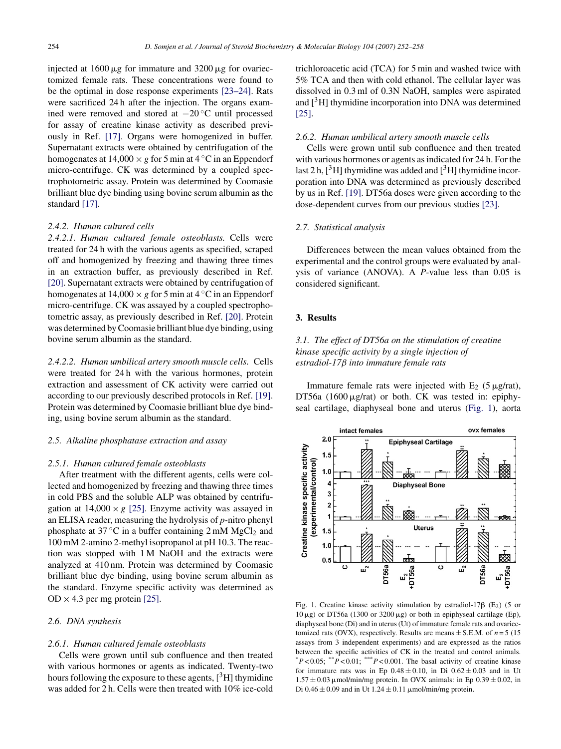injected at 1600 μg for immature and 3200 μg for ovariectomized female rats. These concentrations were found to be the optimal in dose response experiments [23–24]. Rats were sacrificed 24 h after the injection. The organs examined were removed and stored at −20 °C until processed for assay of creatine kinase activity as described previously in Ref. [17]. Organs were homogenized in buffer. Supernatant extracts were obtained by centrifugation of the homogenates at 14,000 × *g* for 5 min at 4 °C in an Eppendorf micro-centrifuge. CK was determined by a coupled spectrophotometric assay. Protein was determined by Coomasie brilliant blue dye binding using bovine serum albumin as the standard [17].

#### 2.4.2. Human cultured cells

*2.4.2.1. Human cultured female osteoblasts.* Cells were treated for 24 h with the various agents as specified, scraped off and homogenized by freezing and thawing three times in an extraction buffer, as previously described in Ref. [20]. Supernatant extracts were obtained by centrifugation of homogenates at 14,000 × *g* for 5 min at 4 °C in an Eppendorf micro-centrifuge. CK was assayed by a coupled spectrophotometric assay, as previously described in Ref. [20]. Protein was determined by Coomasie brilliant blue dye binding, using bovine serum albumin as the standard.

*2.4.2.2. Human umbilical artery smooth muscle cells.* Cells were treated for 24 h with the various hormones, protein extraction and assessment of CK activity were carried out according to our previously described protocols in Ref. [19]. Protein was determined by Coomasie brilliant blue dye binding, using bovine serum albumin as the standard.

### 2.5. Alkaline phosphatase extraction and assay

#### 2.5.1. Human cultured female osteoblasts

After treatment with the different agents, cells were collected and homogenized by freezing and thawing three times in cold PBS and the soluble ALP was obtained by centrifugation at 14,000 × *g* [25]. Enzyme activity was assayed in an ELISA reader, measuring the hydrolysis of *p*-nitro phenyl phosphate at 37 °C in a buffer containing 2 mM $MgCl_2$ and 100 mM 2-amino 2-methyl isopropanol at pH 10.3. The reaction was stopped with 1 M NaOH and the extracts were analyzed at 410 nm. Protein was determined by Coomasie brilliant blue dye binding, using bovine serum albumin as the standard. Enzyme specific activity was determined as OD × 4.3 per mg protein [25].

### 2.6. DNA synthesis

#### 2.6.1. Human cultured female osteoblasts

Cells were grown until sub confluence and then treated with various hormones or agents as indicated. Twenty-two hours following the exposure to these agents, [$^3$H] thymidine was added for 2 h. Cells were then treated with 10% ice-cold trichloroacetic acid (TCA) for 5 min and washed twice with 5% TCA and then with cold ethanol. The cellular layer was dissolved in 0.3 ml of 0.3N NaOH, samples were aspirated and [$^3$H] thymidine incorporation into DNA was determined [25].

#### 2.6.2. Human umbilical artery smooth muscle cells

Cells were grown until sub confluence and then treated with various hormones or agents as indicated for 24 h. For the last 2 h, [$^3$H] thymidine was added and [$^3$H] thymidine incorporation into DNA was determined as previously described by us in Ref. [19]. DT56a doses were given according to the dose-dependent curves from our previous studies [23].

### 2.7. Statistical analysis

Differences between the mean values obtained from the experimental and the control groups were evaluated by analysis of variance (ANOVA). A *P*-value less than 0.05 is considered significant.

## 3. Results

### 3.1. The effect of DT56a on the stimulation of creatine kinase specific activity by a single injection of estradiol-17β into immature female rats

Immature female rats were injected with $E_2$ (5 μg/rat), DT56a (1600 μg/rat) or both. CK was tested in: epiphyseal cartilage, diaphyseal bone and uterus (Fig. 1), aorta

Fig. 1. Creatine kinase activity stimulation by estradiol-17β ($E_2$) (5 or 10 μg) or DT56a (1300 or 3200 μg) or both in epiphyseal cartilage (Ep), diaphyseal bone (Di) and in uterus (Ut) of immature female rats and ovariectomized rats (OVX), respectively. Results are means ± S.E.M. of $n = 5$ (15 assays from 3 independent experiments) and are expressed as the ratios between the specific activities of CK in the treated and control animals. $^{*}P < 0.05$; $^{**}P < 0.01$; $^{***}P < 0.001$. The basal activity of creatine kinase for immature rats was in Ep 0.48 ± 0.10, in Di 0.62 ± 0.03 and in Ut 1.57 ± 0.03 μmol/min/mg protein. In OVX animals: in Ep 0.39 ± 0.02, in Di 0.46 ± 0.09 and in Ut 1.24 ± 0.11 μmol/min/mg protein.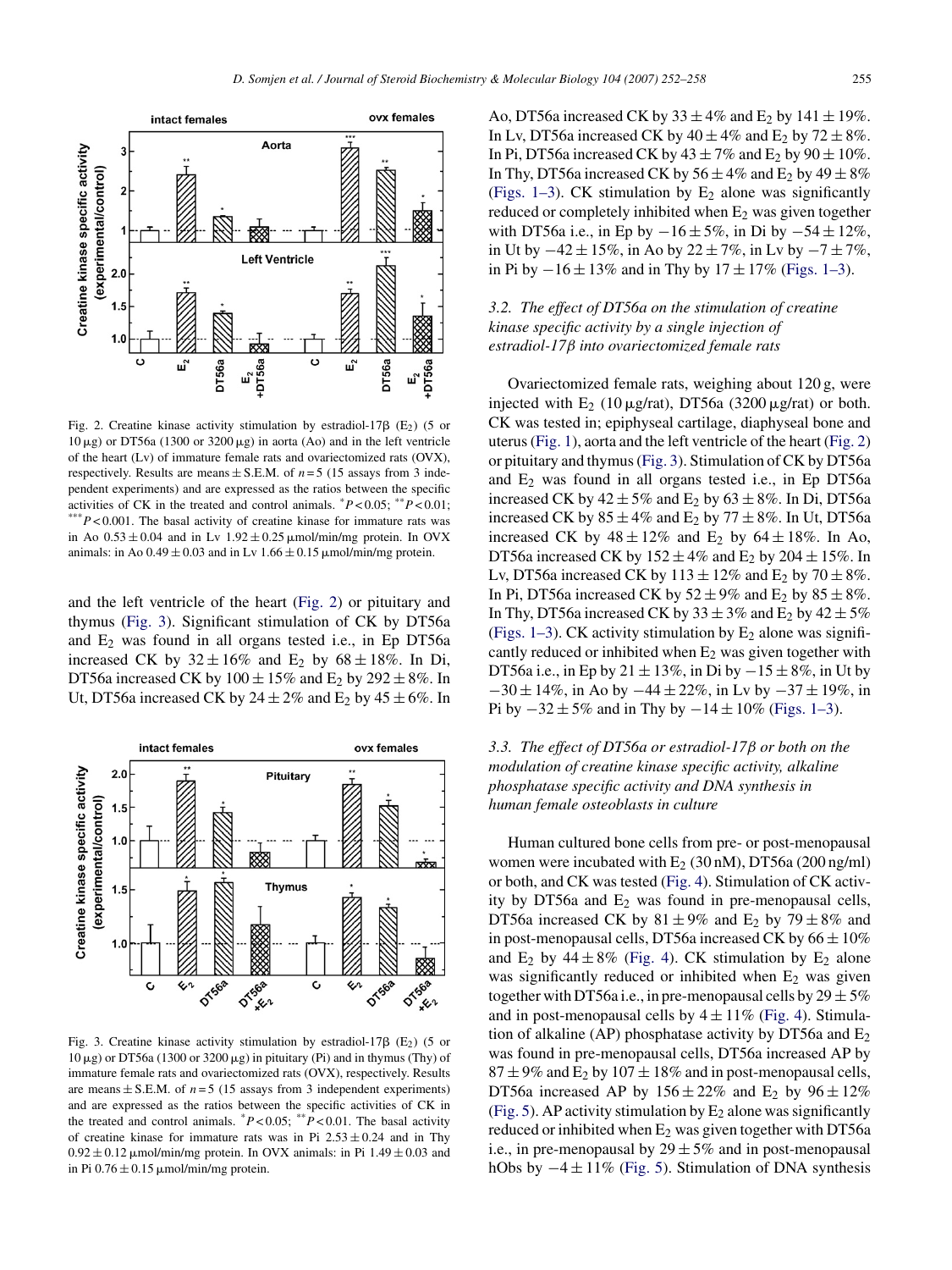Fig. 2. Creatine kinase activity stimulation by estradiol-17β ($E_2$) (5 or 10 μg) or DT56a (1300 or 3200 μg) in aorta (Ao) and in the left ventricle of the heart (Lv) of immature female rats and ovariectomized rats (OVX), respectively. Results are means ± S.E.M. of $n = 5$ (15 assays from 3 independent experiments) and are expressed as the ratios between the specific activities of CK in the treated and control animals. $^{*}P < 0.05$; $^{**}P < 0.01$; $^{***}P < 0.001$. The basal activity of creatine kinase for immature rats was in Ao 0.53 ± 0.04 and in Lv 1.92 ± 0.25 μmol/min/mg protein. In OVX animals: in Ao 0.49 ± 0.03 and in Lv 1.66 ± 0.15 μmol/min/mg protein.

and the left ventricle of the heart (Fig. 2) or pituitary and thymus (Fig. 3). Significant stimulation of CK by DT56a and $E_2$ was found in all organs tested i.e., in Ep DT56a increased CK by 32 ± 16% and $E_2$ by 68 ± 18%. In Di, DT56a increased CK by 100 ± 15% and $E_2$ by 292 ± 8%. In Ut, DT56a increased CK by 24 ± 2% and $E_2$ by 45 ± 6%. In Ao, DT56a increased CK by 33 ± 4% and $E_2$ by 141 ± 19%. In Lv, DT56a increased CK by 40 ± 4% and $E_2$ by 72 ± 8%. In Pi, DT56a increased CK by 43 ± 7% and $E_2$ by 90 ± 10%. In Thy, DT56a increased CK by 56 ± 4% and $E_2$ by 49 ± 8% (Figs. 1–3). CK stimulation by $E_2$ alone was significantly reduced or completely inhibited when $E_2$ was given together with DT56a i.e., in Ep by −16 ± 5%, in Di by −54 ± 12%, in Ut by −42 ± 15%, in Ao by 22 ± 7%, in Lv by −7 ± 7%, in Pi by −16 ± 13% and in Thy by 17 ± 17% (Figs. 1–3).

Fig. 3. Creatine kinase activity stimulation by estradiol-17β ($E_2$) (5 or 10 μg) or DT56a (1300 or 3200 μg) in pituitary (Pi) and in thymus (Thy) of immature female rats and ovariectomized rats (OVX), respectively. Results are means ± S.E.M. of $n = 5$ (15 assays from 3 independent experiments) and are expressed as the ratios between the specific activities of CK in the treated and control animals. $^{*}P < 0.05$; $^{**}P < 0.01$. The basal activity of creatine kinase for immature rats was in Pi 2.53 ± 0.24 and in Thy 0.92 ± 0.12 μmol/min/mg protein. In OVX animals: in Pi 1.49 ± 0.03 and in Pi 0.76 ± 0.15 μmol/min/mg protein.

### 3.2. The effect of DT56a on the stimulation of creatine kinase specific activity by a single injection of estradiol-17β into ovariectomized female rats

Ovariectomized female rats, weighing about 120 g, were injected with $E_2$ (10 μg/rat), DT56a (3200 μg/rat) or both. CK was tested in; epiphyseal cartilage, diaphyseal bone and uterus (Fig. 1), aorta and the left ventricle of the heart (Fig. 2) or pituitary and thymus (Fig. 3). Stimulation of CK by DT56a and $E_2$ was found in all organs tested i.e., in Ep DT56a increased CK by 42 ± 5% and $E_2$ by 63 ± 8%. In Di, DT56a increased CK by 85 ± 4% and $E_2$ by 77 ± 8%. In Ut, DT56a increased CK by 48 ± 12% and $E_2$ by 64 ± 18%. In Ao, DT56a increased CK by 152 ± 4% and $E_2$ by 204 ± 15%. In Lv, DT56a increased CK by 113 ± 12% and $E_2$ by 70 ± 8%. In Pi, DT56a increased CK by 52 ± 9% and $E_2$ by 85 ± 8%. In Thy, DT56a increased CK by 33 ± 3% and $E_2$ by 42 ± 5% (Figs. 1–3). CK activity stimulation by $E_2$ alone was significantly reduced or inhibited when $E_2$ was given together with DT56a i.e., in Ep by 21 ± 13%, in Di by −15 ± 8%, in Ut by −30 ± 14%, in Ao by −44 ± 22%, in Lv by −37 ± 19%, in Pi by −32 ± 5% and in Thy by −14 ± 10% (Figs. 1–3).

### 3.3. The effect of DT56a or estradiol-17β or both on the modulation of creatine kinase specific activity, alkaline phosphatase specific activity and DNA synthesis in human female osteoblasts in culture

Human cultured bone cells from pre- or post-menopausal women were incubated with $E_2$ (30 nM), DT56a (200 ng/ml) or both, and CK was tested (Fig. 4). Stimulation of CK activity by DT56a and $E_2$ was found in pre-menopausal cells, DT56a increased CK by 81 ± 9% and $E_2$ by 79 ± 8% and in post-menopausal cells, DT56a increased CK by 66 ± 10% and $E_2$ by 44 ± 8% (Fig. 4). CK stimulation by $E_2$ alone was significantly reduced or inhibited when $E_2$ was given together with DT56a i.e., in pre-menopausal cells by 29 ± 5% and in post-menopausal cells by 4 ± 11% (Fig. 4). Stimulation of alkaline (AP) phosphatase activity by DT56a and $E_2$ was found in pre-menopausal cells, DT56a increased AP by 87 ± 9% and $E_2$ by 107 ± 18% and in post-menopausal cells, DT56a increased AP by 156 ± 22% and $E_2$ by 96 ± 12% (Fig. 5). AP activity stimulation by $E_2$ alone was significantly reduced or inhibited when $E_2$ was given together with DT56a i.e., in pre-menopausal by 29 ± 5% and in post-menopausal hObs by −4 ± 11% (Fig. 5). Stimulation of DNA synthesis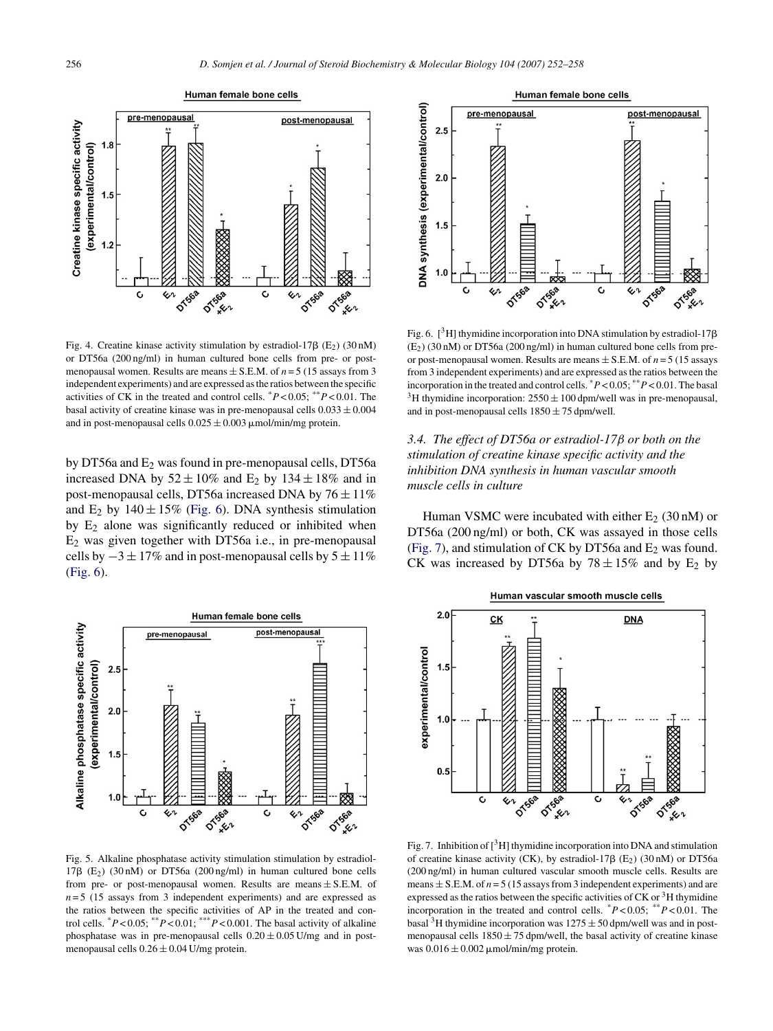Fig. 4. Creatine kinase activity stimulation by estradiol-17β ($E_2$) (30 nM) or DT56a (200 ng/ml) in human cultured bone cells from pre- or post-menopausal women. Results are means ± S.E.M. of $n = 5$ (15 assays from 3 independent experiments) and are expressed as the ratios between the specific activities of CK in the treated and control cells. $^{*}P < 0.05$; $^{**}P < 0.01$. The basal activity of creatine kinase was in pre-menopausal cells 0.033 ± 0.004 and in post-menopausal cells 0.025 ± 0.003 μmol/min/mg protein.

by DT56a and $E_2$ was found in pre-menopausal cells, DT56a increased DNA by 52 ± 10% and $E_2$ by 134 ± 18% and in post-menopausal cells, DT56a increased DNA by 76 ± 11% and $E_2$ by 140 ± 15% (Fig. 6). DNA synthesis stimulation by $E_2$ alone was significantly reduced or inhibited when $E_2$ was given together with DT56a i.e., in pre-menopausal cells by −3 ± 17% and in post-menopausal cells by 5 ± 11% (Fig. 6).

Fig. 5. Alkaline phosphatase activity stimulation stimulation by estradiol-17β ($E_2$) (30 nM) or DT56a (200 ng/ml) in human cultured bone cells from pre- or post-menopausal women. Results are means ± S.E.M. of $n = 5$ (15 assays from 3 independent experiments) and are expressed as the ratios between the specific activities of AP in the treated and control cells. $^{*}P < 0.05$; $^{**}P < 0.01$; $^{***}P < 0.001$. The basal activity of alkaline phosphatase was in pre-menopausal cells 0.20 ± 0.05 U/mg and in post-menopausal cells 0.26 ± 0.04 U/mg protein.

Fig. 6. [$^{3}$H] thymidine incorporation into DNA stimulation by estradiol-17β ($E_2$) (30 nM) or DT56a (200 ng/ml) in human cultured bone cells from pre- or post-menopausal women. Results are means ± S.E.M. of $n = 5$ (15 assays from 3 independent experiments) and are expressed as the ratios between the incorporation in the treated and control cells. $^{*}P < 0.05$; $^{**}P < 0.01$. The basal $^{3}$H thymidine incorporation: 2550 ± 100 dpm/well was in pre-menopausal, and in post-menopausal cells 1850 ± 75 dpm/well.

### *3.4. The effect of DT56a or estradiol-17β or both on the stimulation of creatine kinase specific activity and the inhibition DNA synthesis in human vascular smooth muscle cells in culture*

Human VSMC were incubated with either $E_2$ (30 nM) or DT56a (200 ng/ml) or both, CK was assayed in those cells (Fig. 7), and stimulation of CK by DT56a and $E_2$ was found. CK was increased by DT56a by 78 ± 15% and by $E_2$ by

Fig. 7. Inhibition of [$^{3}$H] thymidine incorporation into DNA and stimulation of creatine kinase activity (CK), by estradiol-17β ($E_2$) (30 nM) or DT56a (200 ng/ml) in human cultured vascular smooth muscle cells. Results are means ± S.E.M. of $n = 5$ (15 assays from 3 independent experiments) and are expressed as the ratios between the specific activities of CK or $^{3}$H thymidine incorporation in the treated and control cells. $^{*}P < 0.05$; $^{**}P < 0.01$. The basal $^{3}$H thymidine incorporation was 1275 ± 50 dpm/well was and in post-menopausal cells 1850 ± 75 dpm/well, the basal activity of creatine kinase was 0.016 ± 0.002 μmol/min/mg protein.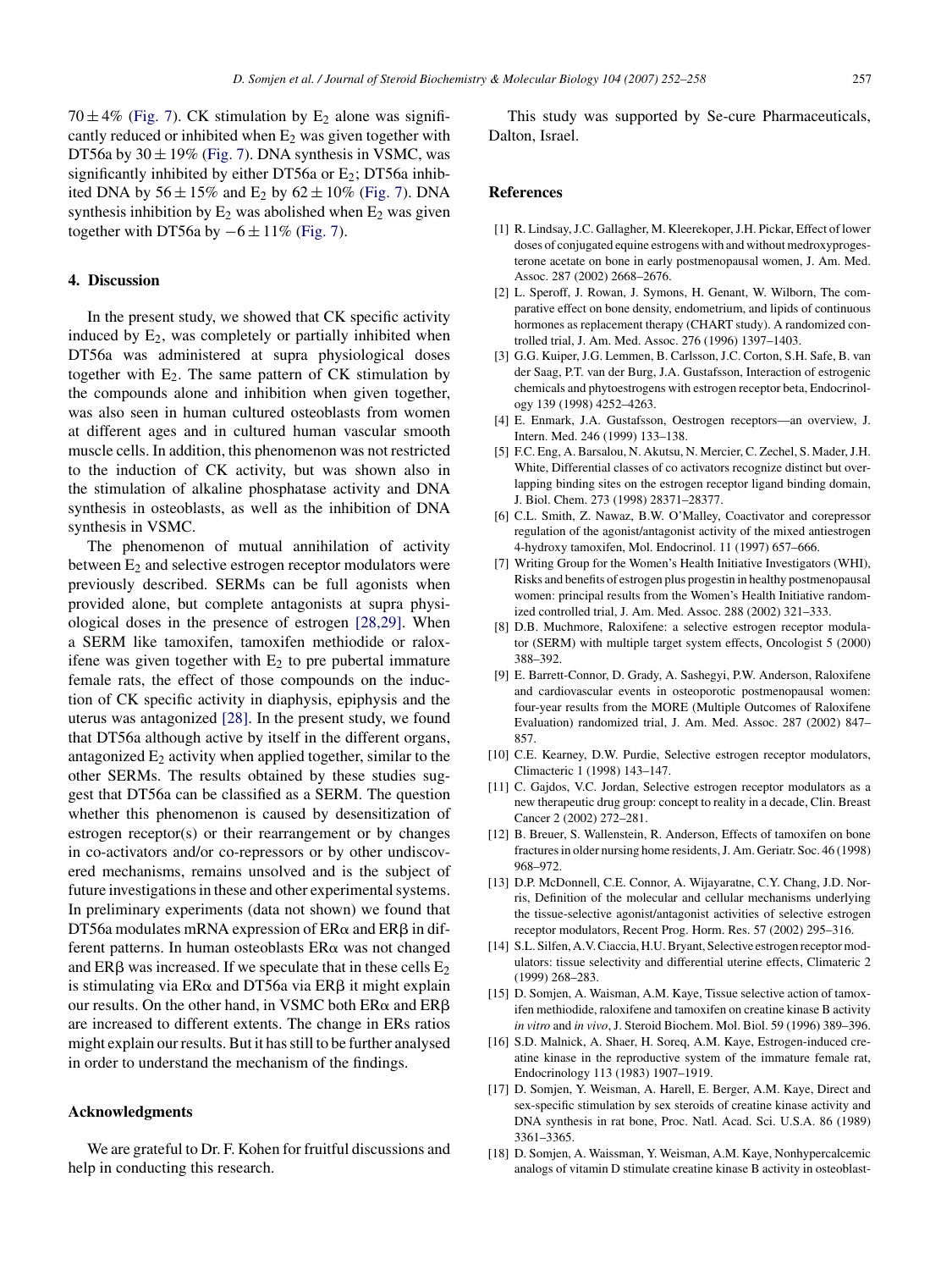$70 \pm 4\%$ (Fig. 7). CK stimulation by $E_2$ alone was significantly reduced or inhibited when $E_2$ was given together with DT56a by $30 \pm 19\%$ (Fig. 7). DNA synthesis in VSMC, was significantly inhibited by either DT56a or $E_2$; DT56a inhibited DNA by $56 \pm 15\%$ and $E_2$ by $62 \pm 10\%$ (Fig. 7). DNA synthesis inhibition by $E_2$ was abolished when $E_2$ was given together with DT56a by $-6 \pm 11\%$ (Fig. 7).

## 4. Discussion

In the present study, we showed that CK specific activity induced by $E_2$, was completely or partially inhibited when DT56a was administered at supra physiological doses together with $E_2$. The same pattern of CK stimulation by the compounds alone and inhibition when given together, was also seen in human cultured osteoblasts from women at different ages and in cultured human vascular smooth muscle cells. In addition, this phenomenon was not restricted to the induction of CK activity, but was shown also in the stimulation of alkaline phosphatase activity and DNA synthesis in osteoblasts, as well as the inhibition of DNA synthesis in VSMC.

The phenomenon of mutual annihilation of activity between $E_2$ and selective estrogen receptor modulators were previously described. SERMs can be full agonists when provided alone, but complete antagonists at supra physiological doses in the presence of estrogen [28,29]. When a SERM like tamoxifen, tamoxifen methiodide or raloxifene was given together with $E_2$ to pre pubertal immature female rats, the effect of those compounds on the induction of CK specific activity in diaphysis, epiphysis and the uterus was antagonized [28]. In the present study, we found that DT56a although active by itself in the different organs, antagonized $E_2$ activity when applied together, similar to the other SERMs. The results obtained by these studies suggest that DT56a can be classified as a SERM. The question whether this phenomenon is caused by desensitization of estrogen receptor(s) or their rearrangement or by changes in co-activators and/or co-repressors or by other undiscovered mechanisms, remains unsolved and is the subject of future investigations in these and other experimental systems. In preliminary experiments (data not shown) we found that DT56a modulates mRNA expression of ERα and ERβ in different patterns. In human osteoblasts ERα was not changed and ERβ was increased. If we speculate that in these cells $E_2$ is stimulating via ERα and DT56a via ERβ it might explain our results. On the other hand, in VSMC both ERα and ERβ are increased to different extents. The change in ERs ratios might explain our results. But it has still to be further analysed in order to understand the mechanism of the findings.

## Acknowledgments

We are grateful to Dr. F. Kohen for fruitful discussions and help in conducting this research.

This study was supported by Se-cure Pharmaceuticals, Dalton, Israel.

## References

[1] R. Lindsay, J.C. Gallagher, M. Kleerekoper, J.H. Pickar, Effect of lower doses of conjugated equine estrogens with and without medroxyprogesterone acetate on bone in early postmenopausal women, J. Am. Med. Assoc. 287 (2002) 2668–2676.

[2] L. Speroff, J. Rowan, J. Symons, H. Genant, W. Wilborn, The comparative effect on bone density, endometrium, and lipids of continuous hormones as replacement therapy (CHART study). A randomized controlled trial, J. Am. Med. Assoc. 276 (1996) 1397–1403.

[3] G.G. Kuiper, J.G. Lemmen, B. Carlsson, J.C. Corton, S.H. Safe, B. van der Saag, P.T. van der Burg, J.A. Gustafsson, Interaction of estrogenic chemicals and phytoestrogens with estrogen receptor beta, Endocrinology 139 (1998) 4252–4263.

[4] E. Enmark, J.A. Gustafsson, Oestrogen receptors—an overview, J. Intern. Med. 246 (1999) 133–138.

[5] F.C. Eng, A. Barsalou, N. Akutsu, N. Mercier, C. Zechel, S. Mader, J.H. White, Differential classes of co activators recognize distinct but overlapping binding sites on the estrogen receptor ligand binding domain, J. Biol. Chem. 273 (1998) 28371–28377.

[6] C.L. Smith, Z. Nawaz, B.W. O'Malley, Coactivator and corepressor regulation of the agonist/antagonist activity of the mixed antiestrogen 4-hydroxy tamoxifen, Mol. Endocrinol. 11 (1997) 657–666.

[7] Writing Group for the Women's Health Initiative Investigators (WHI), Risks and benefits of estrogen plus progestin in healthy postmenopausal women: principal results from the Women's Health Initiative randomized controlled trial, J. Am. Med. Assoc. 288 (2002) 321–333.

[8] D.B. Muchmore, Raloxifene: a selective estrogen receptor modulator (SERM) with multiple target system effects, Oncologist 5 (2000) 388–392.

[9] E. Barrett-Connor, D. Grady, A. Sashegyi, P.W. Anderson, Raloxifene and cardiovascular events in osteoporotic postmenopausal women: four-year results from the MORE (Multiple Outcomes of Raloxifene Evaluation) randomized trial, J. Am. Med. Assoc. 287 (2002) 847–857.

[10] C.E. Kearney, D.W. Purdie, Selective estrogen receptor modulators, Climacteric 1 (1998) 143–147.

[11] C. Gajdos, V.C. Jordan, Selective estrogen receptor modulators as a new therapeutic drug group: concept to reality in a decade, Clin. Breast Cancer 2 (2002) 272–281.

[12] B. Breuer, S. Wallenstein, R. Anderson, Effects of tamoxifen on bone fractures in older nursing home residents, J. Am. Geriatr. Soc. 46 (1998) 968–972.

[13] D.P. McDonnell, C.E. Connor, A. Wijayaratne, C.Y. Chang, J.D. Norris, Definition of the molecular and cellular mechanisms underlying the tissue-selective agonist/antagonist activities of selective estrogen receptor modulators, Recent Prog. Horm. Res. 57 (2002) 295–316.

[14] S.L. Silfen, A.V. Ciaccia, H.U. Bryant, Selective estrogen receptor modulators: tissue selectivity and differential uterine effects, Climateric 2 (1999) 268–283.

[15] D. Somjen, A. Waisman, A.M. Kaye, Tissue selective action of tamoxifen methiodide, raloxifene and tamoxifen on creatine kinase B activity *in vitro* and *in vivo*, J. Steroid Biochem. Mol. Biol. 59 (1996) 389–396.

[16] S.D. Malnick, A. Shaer, H. Soreq, A.M. Kaye, Estrogen-induced creatine kinase in the reproductive system of the immature female rat, Endocrinology 113 (1983) 1907–1919.

[17] D. Somjen, Y. Weisman, A. Harell, E. Berger, A.M. Kaye, Direct and sex-specific stimulation by sex steroids of creatine kinase activity and DNA synthesis in rat bone, Proc. Natl. Acad. Sci. U.S.A. 86 (1989) 3361–3365.

[18] D. Somjen, A. Waissman, Y. Weisman, A.M. Kaye, Nonhypercalcemic analogs of vitamin D stimulate creatine kinase B activity in osteoblast-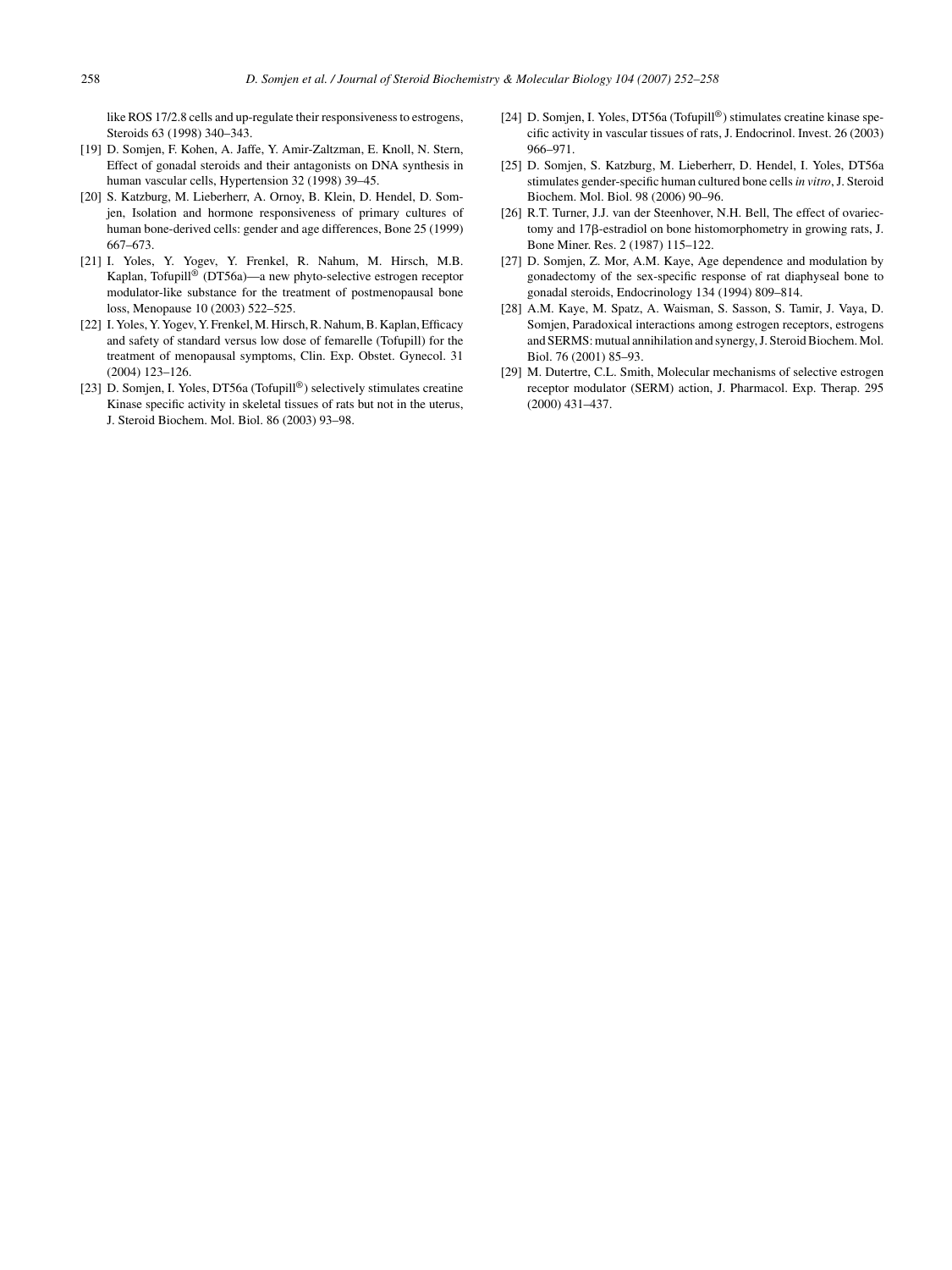like ROS 17/2.8 cells and up-regulate their responsiveness to estrogens, Steroids 63 (1998) 340–343.

[19] D. Somjen, F. Kohen, A. Jaffe, Y. Amir-Zaltzman, E. Knoll, N. Stern, Effect of gonadal steroids and their antagonists on DNA synthesis in human vascular cells, Hypertension 32 (1998) 39–45.

[20] S. Katzburg, M. Lieberherr, A. Ornoy, B. Klein, D. Hendel, D. Somjen, Isolation and hormone responsiveness of primary cultures of human bone-derived cells: gender and age differences, Bone 25 (1999) 667–673.

[21] I. Yoles, Y. Yogev, Y. Frenkel, R. Nahum, M. Hirsch, M.B. Kaplan, Tofupill® (DT56a)—a new phyto-selective estrogen receptor modulator-like substance for the treatment of postmenopausal bone loss, Menopause 10 (2003) 522–525.

[22] I. Yoles, Y. Yogev, Y. Frenkel, M. Hirsch, R. Nahum, B. Kaplan, Efficacy and safety of standard versus low dose of femarelle (Tofupill) for the treatment of menopausal symptoms, Clin. Exp. Obstet. Gynecol. 31 (2004) 123–126.

[23] D. Somjen, I. Yoles, DT56a (Tofupill®) selectively stimulates creatine Kinase specific activity in skeletal tissues of rats but not in the uterus, J. Steroid Biochem. Mol. Biol. 86 (2003) 93–98.

[24] D. Somjen, I. Yoles, DT56a (Tofupill®) stimulates creatine kinase specific activity in vascular tissues of rats, J. Endocrinol. Invest. 26 (2003) 966–971.

[25] D. Somjen, S. Katzburg, M. Lieberherr, D. Hendel, I. Yoles, DT56a stimulates gender-specific human cultured bone cells *in vitro*, J. Steroid Biochem. Mol. Biol. 98 (2006) 90–96.

[26] R.T. Turner, J.J. van der Steenhover, N.H. Bell, The effect of ovariectomy and 17β-estradiol on bone histomorphometry in growing rats, J. Bone Miner. Res. 2 (1987) 115–122.

[27] D. Somjen, Z. Mor, A.M. Kaye, Age dependence and modulation by gonadectomy of the sex-specific response of rat diaphyseal bone to gonadal steroids, Endocrinology 134 (1994) 809–814.

[28] A.M. Kaye, M. Spatz, A. Waisman, S. Sasson, S. Tamir, J. Vaya, D. Somjen, Paradoxical interactions among estrogen receptors, estrogens and SERMS: mutual annihilation and synergy, J. Steroid Biochem. Mol. Biol. 76 (2001) 85–93.

[29] M. Dutertre, C.L. Smith, Molecular mechanisms of selective estrogen receptor modulator (SERM) action, J. Pharmacol. Exp. Therap. 295 (2000) 431–437.